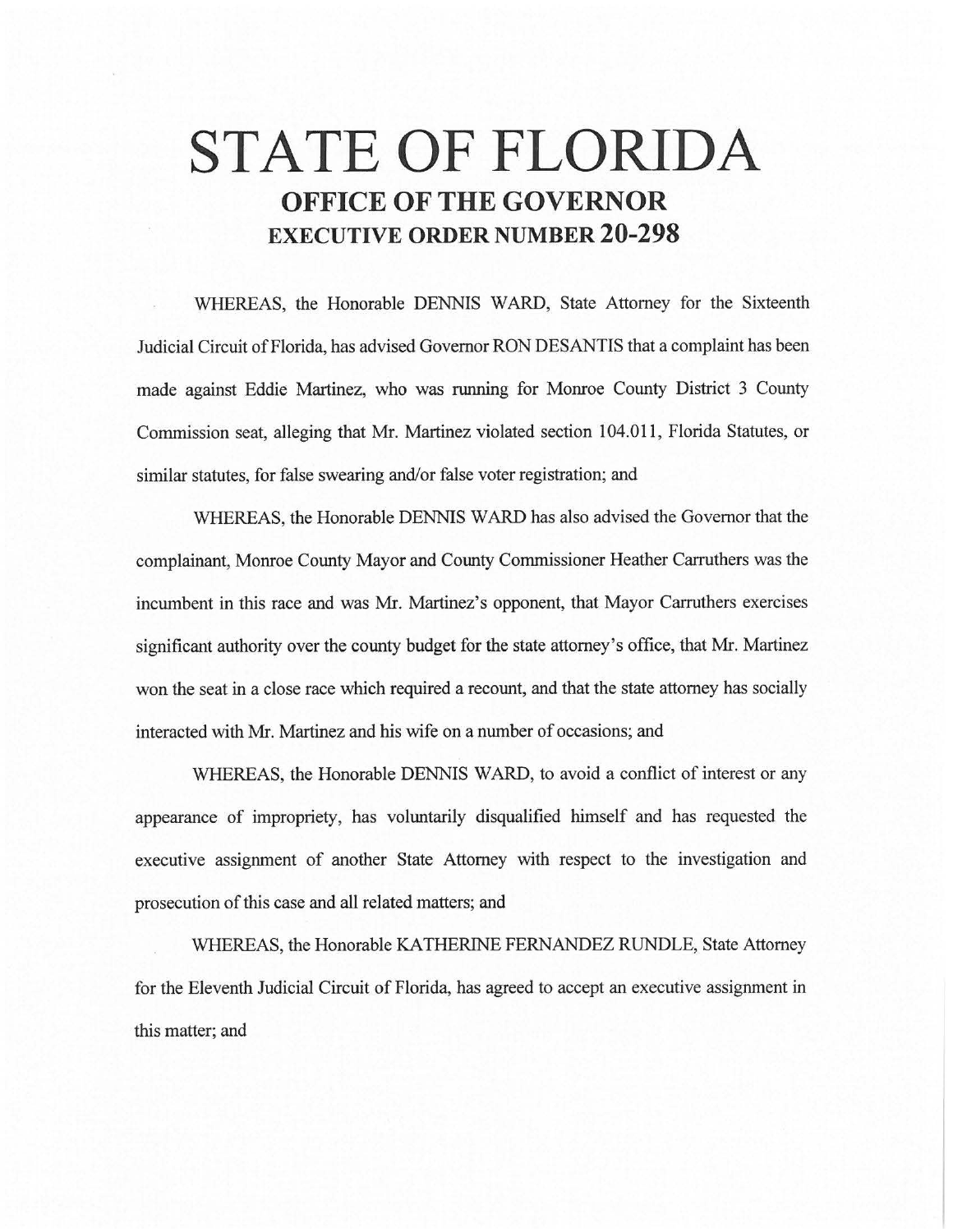# STATE OF FLORIDA
## OFFICE OF THE GOVERNOR
### EXECUTIVE ORDER NUMBER 20-298

WHEREAS, the Honorable DENNIS WARD, State Attorney for the Sixteenth Judicial Circuit of Florida, has advised Governor RON DESANTIS that a complaint has been made against Eddie Martinez, who was running for Monroe County District 3 County Commission seat, alleging that Mr. Martinez violated section 104.011, Florida Statutes, or similar statutes, for false swearing and/or false voter registration; and

WHEREAS, the Honorable DENNIS WARD has also advised the Governor that the complainant, Monroe County Mayor and County Commissioner Heather Carruthers was the incumbent in this race and was Mr. Martinez's opponent, that Mayor Carruthers exercises significant authority over the county budget for the state attorney's office, that Mr. Martinez won the seat in a close race which required a recount, and that the state attorney has socially interacted with Mr. Martinez and his wife on a number of occasions; and

WHEREAS, the Honorable DENNIS WARD, to avoid a conflict of interest or any appearance of impropriety, has voluntarily disqualified himself and has requested the executive assignment of another State Attorney with respect to the investigation and prosecution of this case and all related matters; and

WHEREAS, the Honorable KATHERINE FERNANDEZ RUNDLE, State Attorney for the Eleventh Judicial Circuit of Florida, has agreed to accept an executive assignment in this matter; and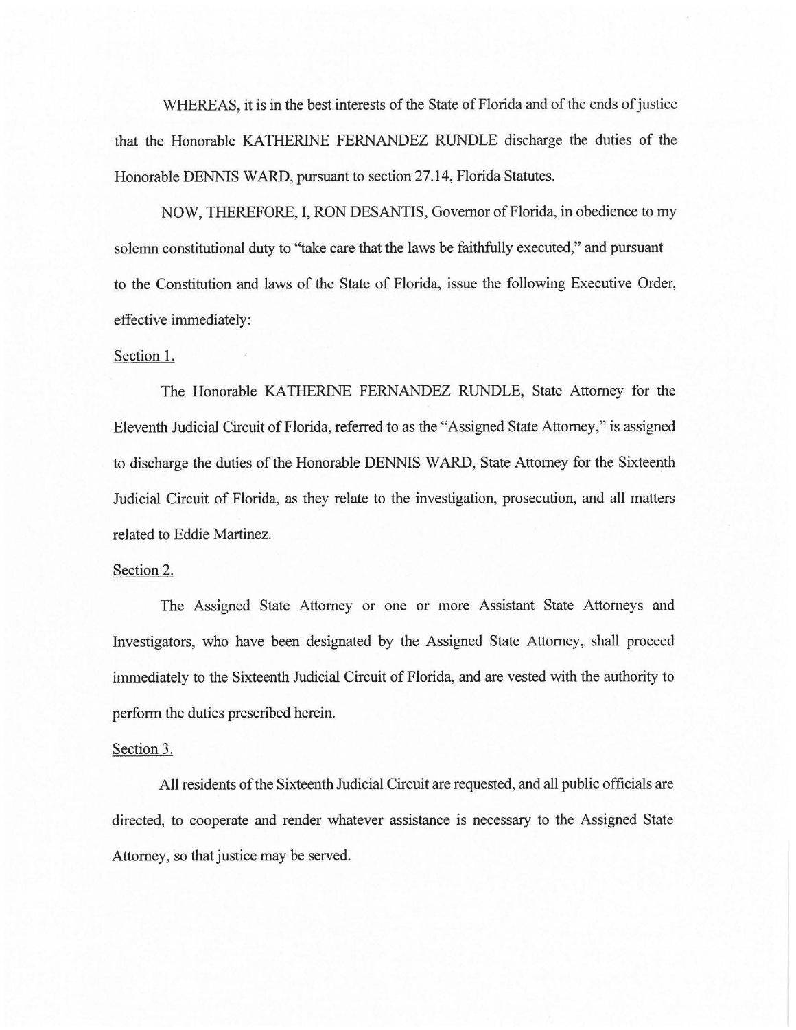WHEREAS, it is in the best interests of the State of Florida and of the ends of justice that the Honorable KATHERINE FERNANDEZ RUNDLE discharge the duties of the Honorable DENNIS WARD, pursuant to section 27.14, Florida Statutes.

NOW, THEREFORE, I, RON DESANTIS, Governor of Florida, in obedience to my solemn constitutional duty to "take care that the laws be faithfully executed," and pursuant to the Constitution and laws of the State of Florida, issue the following Executive Order, effective immediately:

Section 1.

The Honorable KATHERINE FERNANDEZ RUNDLE, State Attorney for the Eleventh Judicial Circuit of Florida, referred to as the "Assigned State Attorney," is assigned to discharge the duties of the Honorable DENNIS WARD, State Attorney for the Sixteenth Judicial Circuit of Florida, as they relate to the investigation, prosecution, and all matters related to Eddie Martinez.

Section 2.

The Assigned State Attorney or one or more Assistant State Attorneys and Investigators, who have been designated by the Assigned State Attorney, shall proceed immediately to the Sixteenth Judicial Circuit of Florida, and are vested with the authority to perform the duties prescribed herein.

Section 3.

All residents of the Sixteenth Judicial Circuit are requested, and all public officials are directed, to cooperate and render whatever assistance is necessary to the Assigned State Attorney, so that justice may be served.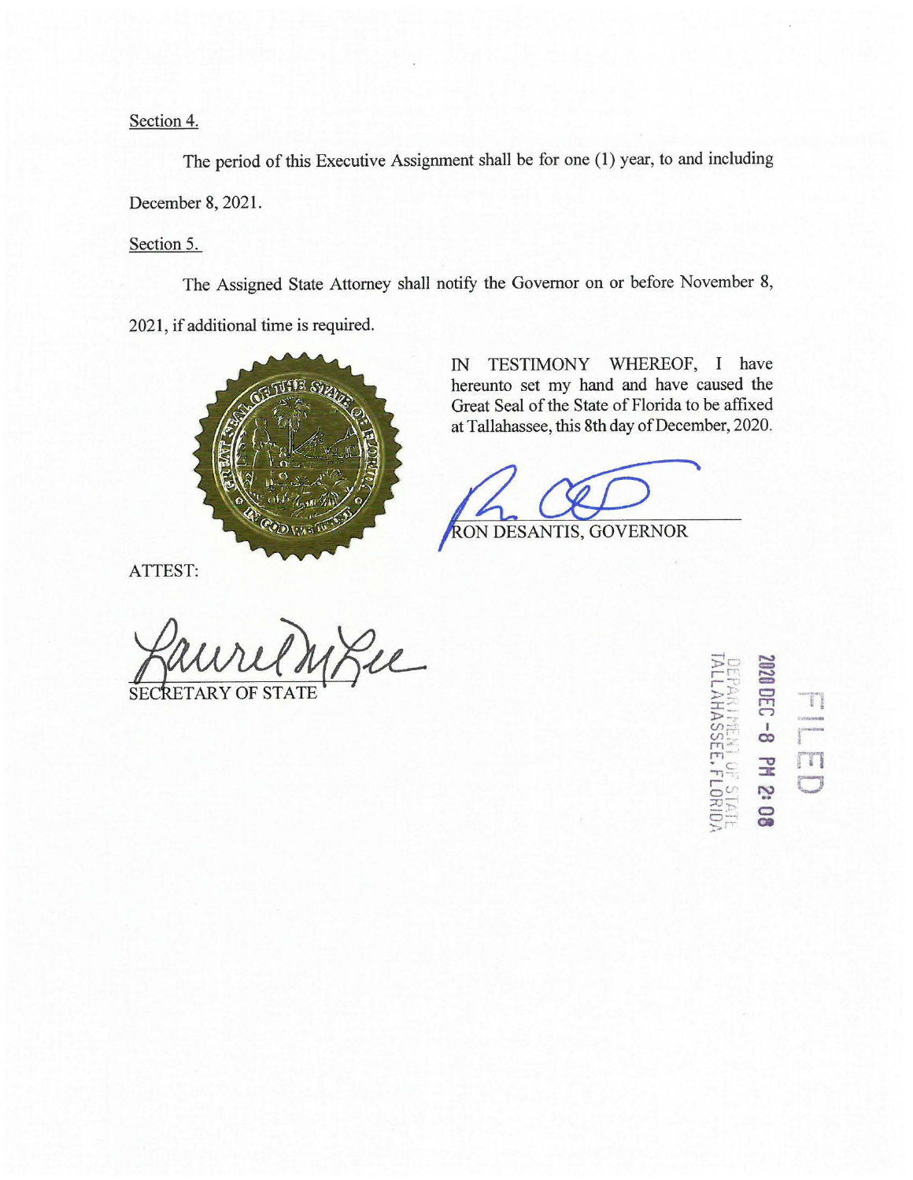Section 4.

The period of this Executive Assignment shall be for one (1) year, to and including December 8, 2021.

Section 5.

The Assigned State Attorney shall notify the Governor on or before November 8, 2021, if additional time is required.

IN TESTIMONY WHEREOF, I have hereunto set my hand and have caused the Great Seal of the State of Florida to be affixed at Tallahassee, this 8th day of December, 2020.

RON DESANTIS, GOVERNOR

ATTEST:

SECRETARY OF STATE

FILED

2020 DEC -8 PM 2:08

DEPARTMENT OF STATE
TALLAHASSEE, FLORIDA